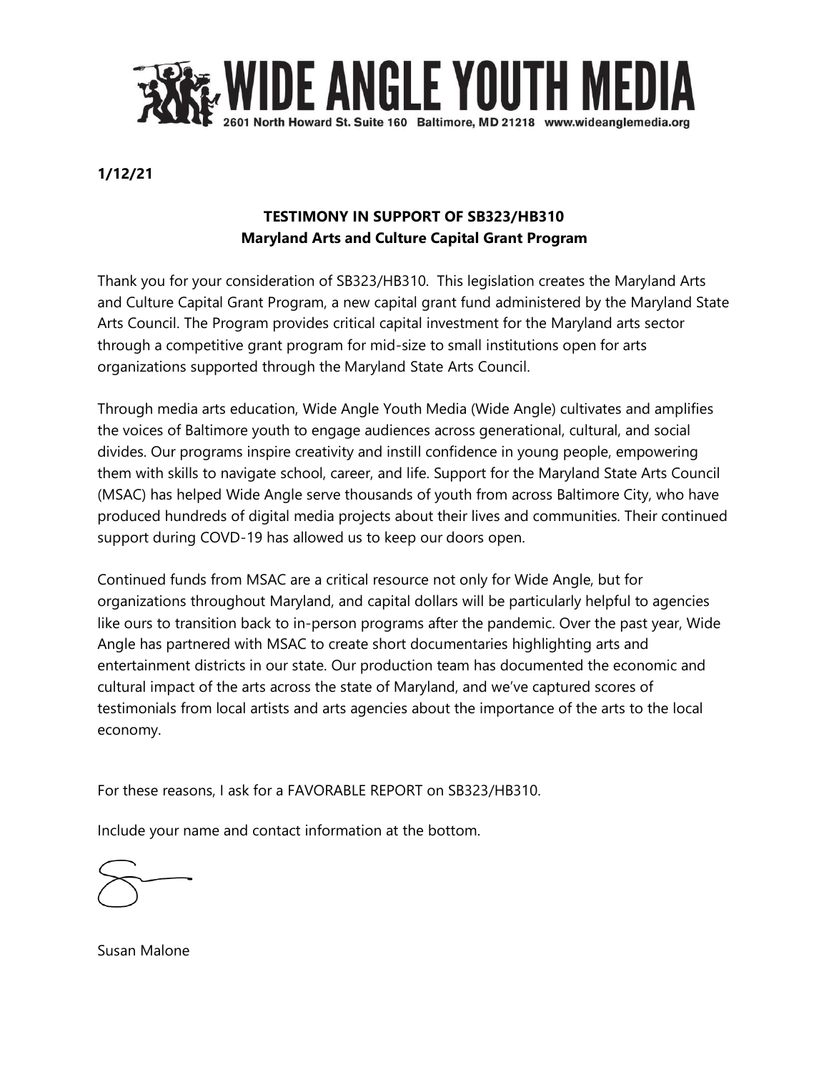# WIDE ANGLE YOUTH MEDIA

2601 North Howard St. Suite 160 Baltimore, MD 21218 www.wideanglemedia.org

**1/12/21**

**TESTIMONY IN SUPPORT OF SB323/HB310**
**Maryland Arts and Culture Capital Grant Program**

Thank you for your consideration of SB323/HB310. This legislation creates the Maryland Arts and Culture Capital Grant Program, a new capital grant fund administered by the Maryland State Arts Council. The Program provides critical capital investment for the Maryland arts sector through a competitive grant program for mid-size to small institutions open for arts organizations supported through the Maryland State Arts Council.

Through media arts education, Wide Angle Youth Media (Wide Angle) cultivates and amplifies the voices of Baltimore youth to engage audiences across generational, cultural, and social divides. Our programs inspire creativity and instill confidence in young people, empowering them with skills to navigate school, career, and life. Support for the Maryland State Arts Council (MSAC) has helped Wide Angle serve thousands of youth from across Baltimore City, who have produced hundreds of digital media projects about their lives and communities. Their continued support during COVD-19 has allowed us to keep our doors open.

Continued funds from MSAC are a critical resource not only for Wide Angle, but for organizations throughout Maryland, and capital dollars will be particularly helpful to agencies like ours to transition back to in-person programs after the pandemic. Over the past year, Wide Angle has partnered with MSAC to create short documentaries highlighting arts and entertainment districts in our state. Our production team has documented the economic and cultural impact of the arts across the state of Maryland, and we've captured scores of testimonials from local artists and arts agencies about the importance of the arts to the local economy.

For these reasons, I ask for a FAVORABLE REPORT on SB323/HB310.

Include your name and contact information at the bottom.

Susan Malone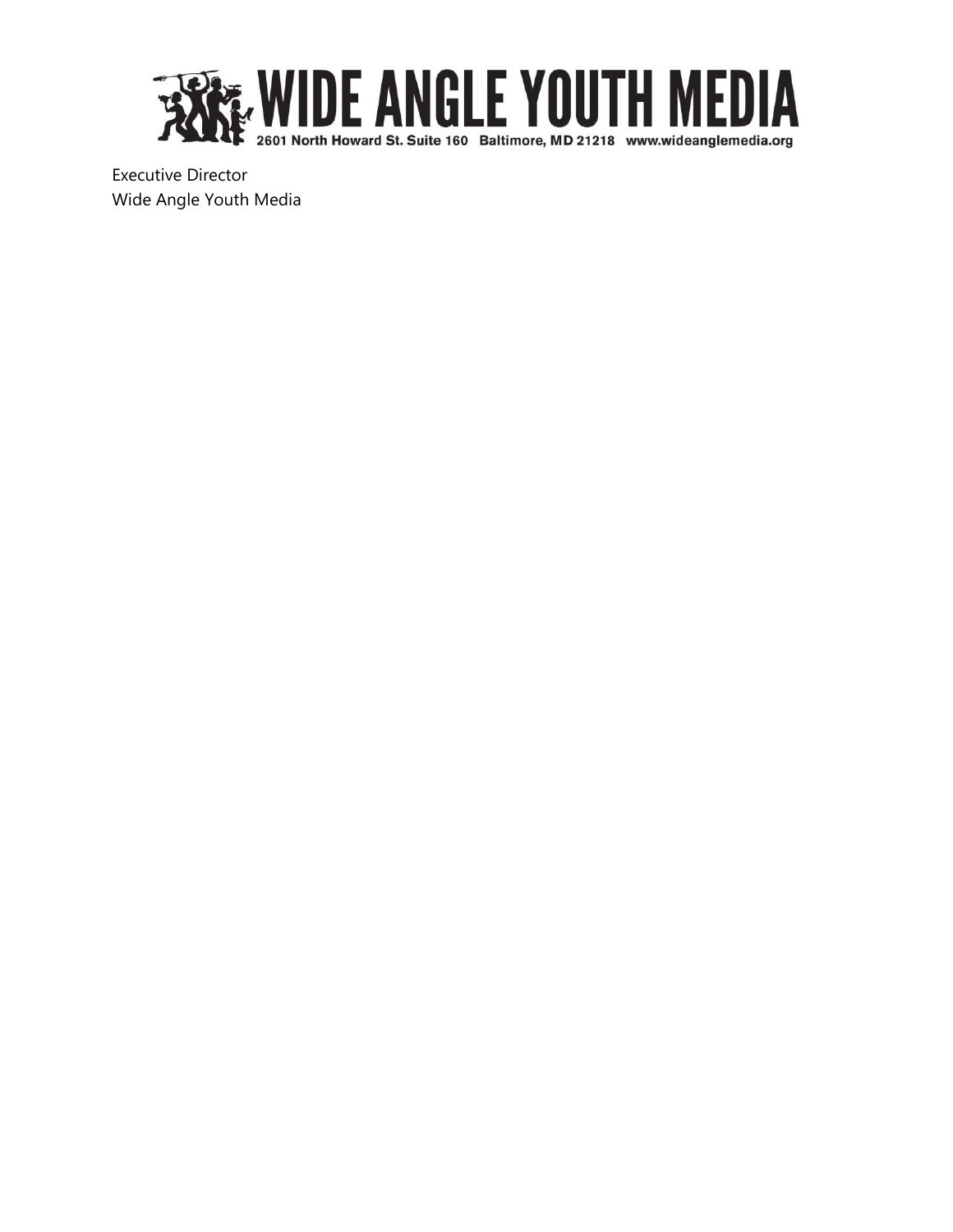# WIDE ANGLE YOUTH MEDIA

2601 North Howard St. Suite 160 Baltimore, MD 21218 www.wideanglemedia.org

Executive Director
Wide Angle Youth Media